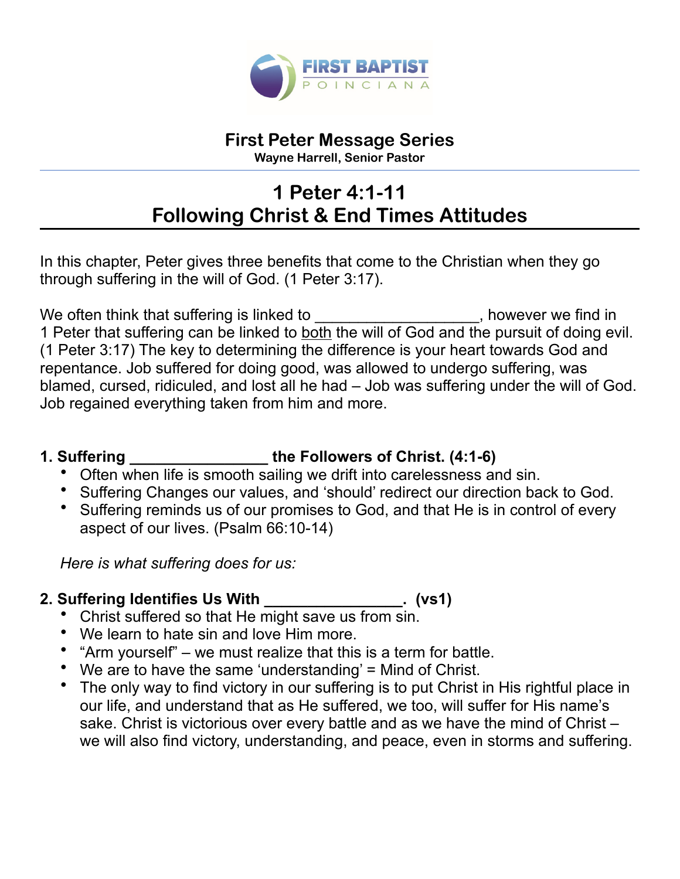FIRST BAPTIST
POINCIANA

## First Peter Message Series

**Wayne Harrell, Senior Pastor**

# 1 Peter 4:1-11
# Following Christ & End Times Attitudes

In this chapter, Peter gives three benefits that come to the Christian when they go through suffering in the will of God. (1 Peter 3:17).

We often think that suffering is linked to ___________________, however we find in 1 Peter that suffering can be linked to both the will of God and the pursuit of doing evil. (1 Peter 3:17) The key to determining the difference is your heart towards God and repentance. Job suffered for doing good, was allowed to undergo suffering, was blamed, cursed, ridiculed, and lost all he had – Job was suffering under the will of God. Job regained everything taken from him and more.

**1. Suffering ________________ the Followers of Christ. (4:1-6)**

- Often when life is smooth sailing we drift into carelessness and sin.
- Suffering Changes our values, and 'should' redirect our direction back to God.
- Suffering reminds us of our promises to God, and that He is in control of every aspect of our lives. (Psalm 66:10-14)

*Here is what suffering does for us:*

**2. Suffering Identifies Us With ________________. (vs1)**

- Christ suffered so that He might save us from sin.
- We learn to hate sin and love Him more.
- "Arm yourself" – we must realize that this is a term for battle.
- We are to have the same 'understanding' = Mind of Christ.
- The only way to find victory in our suffering is to put Christ in His rightful place in our life, and understand that as He suffered, we too, will suffer for His name's sake. Christ is victorious over every battle and as we have the mind of Christ – we will also find victory, understanding, and peace, even in storms and suffering.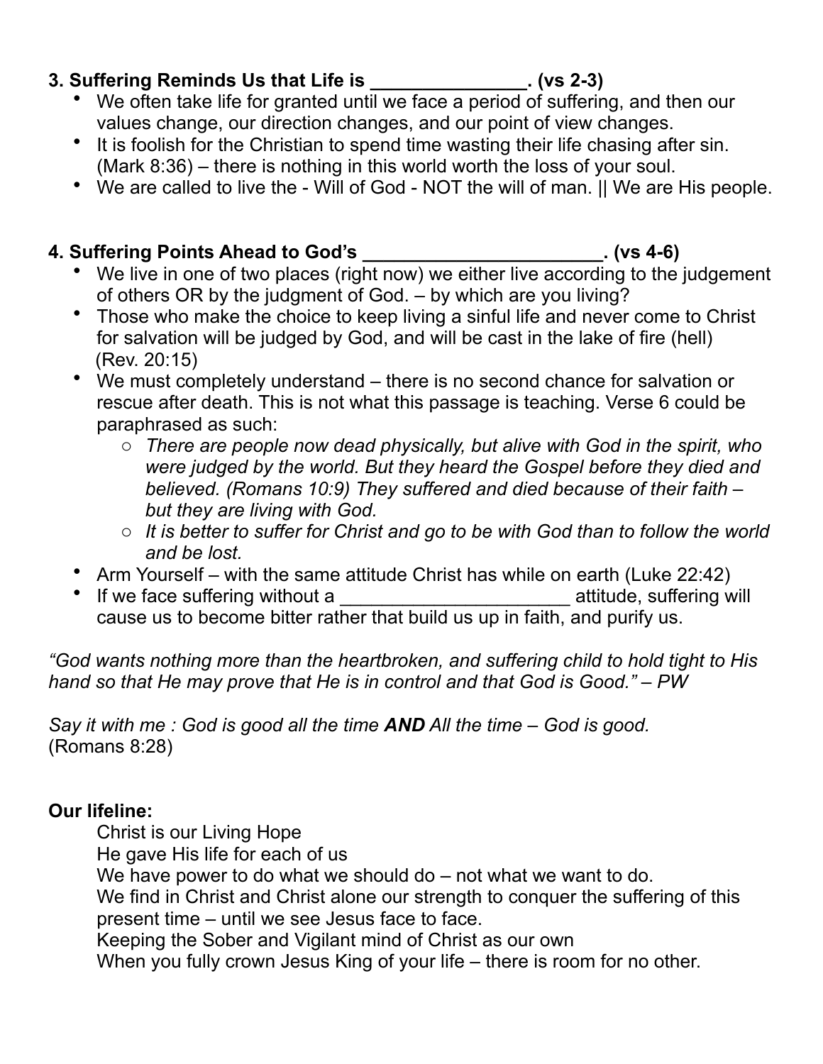**3. Suffering Reminds Us that Life is _______________. (vs 2-3)**

- We often take life for granted until we face a period of suffering, and then our values change, our direction changes, and our point of view changes.
- It is foolish for the Christian to spend time wasting their life chasing after sin. (Mark 8:36) – there is nothing in this world worth the loss of your soul.
- We are called to live the - Will of God - NOT the will of man. || We are His people.

**4. Suffering Points Ahead to God's _______________________. (vs 4-6)**

- We live in one of two places (right now) we either live according to the judgement of others OR by the judgment of God. – by which are you living?
- Those who make the choice to keep living a sinful life and never come to Christ for salvation will be judged by God, and will be cast in the lake of fire (hell) (Rev. 20:15)
- We must completely understand – there is no second chance for salvation or rescue after death. This is not what this passage is teaching. Verse 6 could be paraphrased as such:
    - *There are people now dead physically, but alive with God in the spirit, who were judged by the world. But they heard the Gospel before they died and believed. (Romans 10:9) They suffered and died because of their faith – but they are living with God.*
    - *It is better to suffer for Christ and go to be with God than to follow the world and be lost.*
- Arm Yourself – with the same attitude Christ has while on earth (Luke 22:42)
- If we face suffering without a ______________________ attitude, suffering will cause us to become bitter rather that build us up in faith, and purify us.

*"God wants nothing more than the heartbroken, and suffering child to hold tight to His hand so that He may prove that He is in control and that God is Good." – PW*

*Say it with me : God is good all the time **AND** All the time – God is good.*
(Romans 8:28)

**Our lifeline:**

Christ is our Living Hope
He gave His life for each of us
We have power to do what we should do – not what we want to do.
We find in Christ and Christ alone our strength to conquer the suffering of this present time – until we see Jesus face to face.
Keeping the Sober and Vigilant mind of Christ as our own
When you fully crown Jesus King of your life – there is room for no other.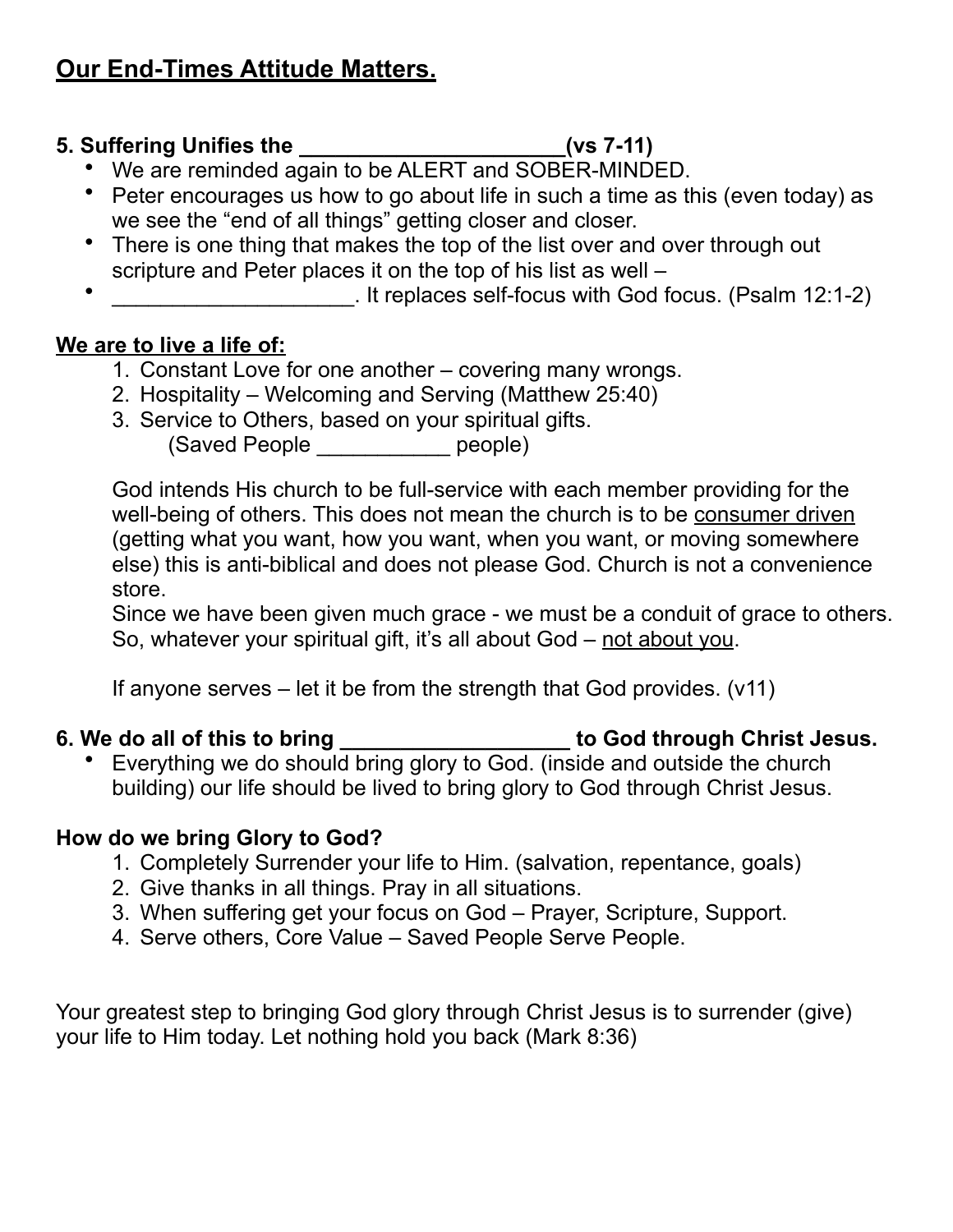## **<u>Our End-Times Attitude Matters.</u>**

**5. Suffering Unifies the ______________________(vs 7-11)**

- We are reminded again to be ALERT and SOBER-MINDED.
- Peter encourages us how to go about life in such a time as this (even today) as we see the "end of all things" getting closer and closer.
- There is one thing that makes the top of the list over and over through out scripture and Peter places it on the top of his list as well –
- ____________________. It replaces self-focus with God focus. (Psalm 12:1-2)

**<u>We are to live a life of:</u>**

1. Constant Love for one another – covering many wrongs.
2. Hospitality – Welcoming and Serving (Matthew 25:40)
3. Service to Others, based on your spiritual gifts.
   (Saved People ___________ people)

God intends His church to be full-service with each member providing for the well-being of others. This does not mean the church is to be <u>consumer driven</u> (getting what you want, how you want, when you want, or moving somewhere else) this is anti-biblical and does not please God. Church is not a convenience store.
Since we have been given much grace - we must be a conduit of grace to others. So, whatever your spiritual gift, it's all about God – <u>not about you</u>.

If anyone serves – let it be from the strength that God provides. (v11)

**6. We do all of this to bring ___________________ to God through Christ Jesus.**

- Everything we do should bring glory to God. (inside and outside the church building) our life should be lived to bring glory to God through Christ Jesus.

**How do we bring Glory to God?**

1. Completely Surrender your life to Him. (salvation, repentance, goals)
2. Give thanks in all things. Pray in all situations.
3. When suffering get your focus on God – Prayer, Scripture, Support.
4. Serve others, Core Value – Saved People Serve People.

Your greatest step to bringing God glory through Christ Jesus is to surrender (give) your life to Him today. Let nothing hold you back (Mark 8:36)